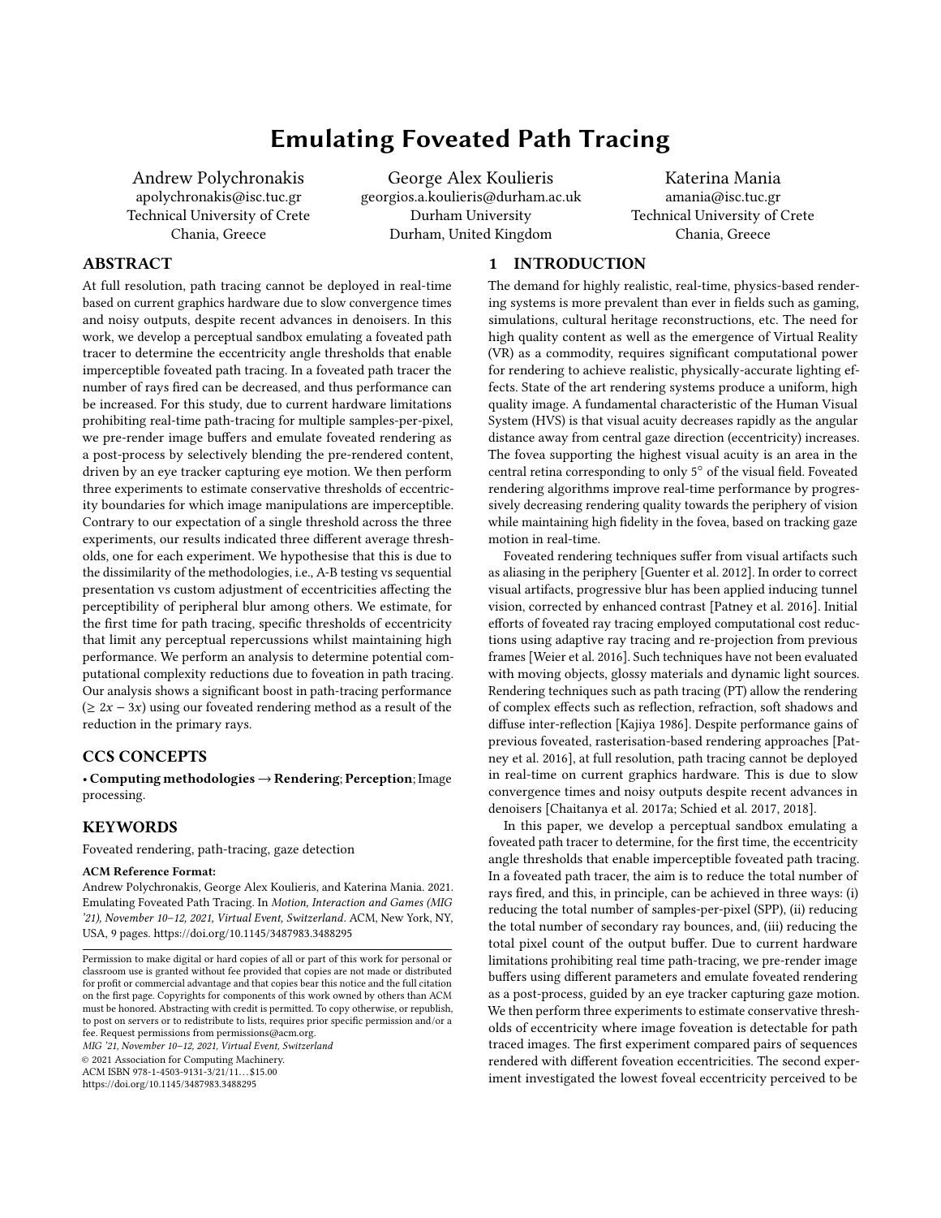# Emulating Foveated Path Tracing

Andrew Polychronakis
apolychronakis@isc.tuc.gr
Technical University of Crete
Chania, Greece

George Alex Koulieris
georgios.a.koulieris@durham.ac.uk
Durham University
Durham, United Kingdom

Katerina Mania
amania@isc.tuc.gr
Technical University of Crete
Chania, Greece

## ABSTRACT

At full resolution, path tracing cannot be deployed in real-time based on current graphics hardware due to slow convergence times and noisy outputs, despite recent advances in denoisers. In this work, we develop a perceptual sandbox emulating a foveated path tracer to determine the eccentricity angle thresholds that enable imperceptible foveated path tracing. In a foveated path tracer the number of rays fired can be decreased, and thus performance can be increased. For this study, due to current hardware limitations prohibiting real-time path-tracing for multiple samples-per-pixel, we pre-render image buffers and emulate foveated rendering as a post-process by selectively blending the pre-rendered content, driven by an eye tracker capturing eye motion. We then perform three experiments to estimate conservative thresholds of eccentricity boundaries for which image manipulations are imperceptible. Contrary to our expectation of a single threshold across the three experiments, our results indicated three different average thresholds, one for each experiment. We hypothesise that this is due to the dissimilarity of the methodologies, i.e., A-B testing vs sequential presentation vs custom adjustment of eccentricities affecting the perceptibility of peripheral blur among others. We estimate, for the first time for path tracing, specific thresholds of eccentricity that limit any perceptual repercussions whilst maintaining high performance. We perform an analysis to determine potential computational complexity reductions due to foveation in path tracing. Our analysis shows a significant boost in path-tracing performance ($\geq 2x - 3x$) using our foveated rendering method as a result of the reduction in the primary rays.

## CCS CONCEPTS

• **Computing methodologies → Rendering**; **Perception**; Image processing.

## KEYWORDS

Foveated rendering, path-tracing, gaze detection

**ACM Reference Format:**

Andrew Polychronakis, George Alex Koulieris, and Katerina Mania. 2021. Emulating Foveated Path Tracing. In *Motion, Interaction and Games (MIG '21), November 10–12, 2021, Virtual Event, Switzerland*. ACM, New York, NY, USA, 9 pages. https://doi.org/10.1145/3487983.3488295

Permission to make digital or hard copies of all or part of this work for personal or classroom use is granted without fee provided that copies are not made or distributed for profit or commercial advantage and that copies bear this notice and the full citation on the first page. Copyrights for components of this work owned by others than ACM must be honored. Abstracting with credit is permitted. To copy otherwise, or republish, to post on servers or to redistribute to lists, requires prior specific permission and/or a fee. Request permissions from permissions@acm.org.

*MIG '21, November 10–12, 2021, Virtual Event, Switzerland*
© 2021 Association for Computing Machinery.
ACM ISBN 978-1-4503-9131-3/21/11...$15.00
https://doi.org/10.1145/3487983.3488295

## 1 INTRODUCTION

The demand for highly realistic, real-time, physics-based rendering systems is more prevalent than ever in fields such as gaming, simulations, cultural heritage reconstructions, etc. The need for high quality content as well as the emergence of Virtual Reality (VR) as a commodity, requires significant computational power for rendering to achieve realistic, physically-accurate lighting effects. State of the art rendering systems produce a uniform, high quality image. A fundamental characteristic of the Human Visual System (HVS) is that visual acuity decreases rapidly as the angular distance away from central gaze direction (eccentricity) increases. The fovea supporting the highest visual acuity is an area in the central retina corresponding to only 5° of the visual field. Foveated rendering algorithms improve real-time performance by progressively decreasing rendering quality towards the periphery of vision while maintaining high fidelity in the fovea, based on tracking gaze motion in real-time.

Foveated rendering techniques suffer from visual artifacts such as aliasing in the periphery [Guenter et al. 2012]. In order to correct visual artifacts, progressive blur has been applied inducing tunnel vision, corrected by enhanced contrast [Patney et al. 2016]. Initial efforts of foveated ray tracing employed computational cost reductions using adaptive ray tracing and re-projection from previous frames [Weier et al. 2016]. Such techniques have not been evaluated with moving objects, glossy materials and dynamic light sources. Rendering techniques such as path tracing (PT) allow the rendering of complex effects such as reflection, refraction, soft shadows and diffuse inter-reflection [Kajiya 1986]. Despite performance gains of previous foveated, rasterisation-based rendering approaches [Patney et al. 2016], at full resolution, path tracing cannot be deployed in real-time on current graphics hardware. This is due to slow convergence times and noisy outputs despite recent advances in denoisers [Chaitanya et al. 2017a; Schied et al. 2017, 2018].

In this paper, we develop a perceptual sandbox emulating a foveated path tracer to determine, for the first time, the eccentricity angle thresholds that enable imperceptible foveated path tracing. In a foveated path tracer, the aim is to reduce the total number of rays fired, and this, in principle, can be achieved in three ways: (i) reducing the total number of samples-per-pixel (SPP), (ii) reducing the total number of secondary ray bounces, and, (iii) reducing the total pixel count of the output buffer. Due to current hardware limitations prohibiting real time path-tracing, we pre-render image buffers using different parameters and emulate foveated rendering as a post-process, guided by an eye tracker capturing gaze motion. We then perform three experiments to estimate conservative thresholds of eccentricity where image foveation is detectable for path traced images. The first experiment compared pairs of sequences rendered with different foveation eccentricities. The second experiment investigated the lowest foveal eccentricity perceived to be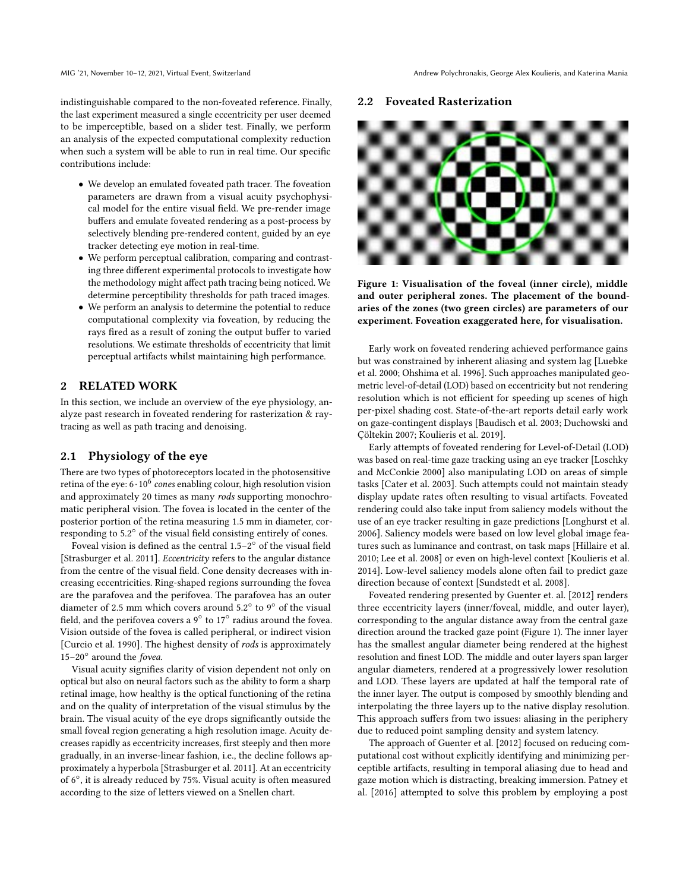indistinguishable compared to the non-foveated reference. Finally, the last experiment measured a single eccentricity per user deemed to be imperceptible, based on a slider test. Finally, we perform an analysis of the expected computational complexity reduction when such a system will be able to run in real time. Our specific contributions include:

- We develop an emulated foveated path tracer. The foveation parameters are drawn from a visual acuity psychophysical model for the entire visual field. We pre-render image buffers and emulate foveated rendering as a post-process by selectively blending pre-rendered content, guided by an eye tracker detecting eye motion in real-time.
- We perform perceptual calibration, comparing and contrasting three different experimental protocols to investigate how the methodology might affect path tracing being noticed. We determine perceptibility thresholds for path traced images.
- We perform an analysis to determine the potential to reduce computational complexity via foveation, by reducing the rays fired as a result of zoning the output buffer to varied resolutions. We estimate thresholds of eccentricity that limit perceptual artifacts whilst maintaining high performance.

## 2 RELATED WORK

In this section, we include an overview of the eye physiology, analyze past research in foveated rendering for rasterization & raytracing as well as path tracing and denoising.

### 2.1 Physiology of the eye

There are two types of photoreceptors located in the photosensitive retina of the eye: $6 \cdot 10^6$ *cones* enabling colour, high resolution vision and approximately 20 times as many *rods* supporting monochromatic peripheral vision. The fovea is located in the center of the posterior portion of the retina measuring 1.5 mm in diameter, corresponding to 5.2° of the visual field consisting entirely of cones.

Foveal vision is defined as the central 1.5–2° of the visual field [Strasburger et al. 2011]. *Eccentricity* refers to the angular distance from the centre of the visual field. Cone density decreases with increasing eccentricities. Ring-shaped regions surrounding the fovea are the parafovea and the perifovea. The parafovea has an outer diameter of 2.5 mm which covers around 5.2° to 9° of the visual field, and the perifovea covers a 9° to 17° radius around the fovea. Vision outside of the fovea is called peripheral, or indirect vision [Curcio et al. 1990]. The highest density of *rods* is approximately 15–20° around the *fovea*.

Visual acuity signifies clarity of vision dependent not only on optical but also on neural factors such as the ability to form a sharp retinal image, how healthy is the optical functioning of the retina and on the quality of interpretation of the visual stimulus by the brain. The visual acuity of the eye drops significantly outside the small foveal region generating a high resolution image. Acuity decreases rapidly as eccentricity increases, first steeply and then more gradually, in an inverse-linear fashion, i.e., the decline follows approximately a hyperbola [Strasburger et al. 2011]. At an eccentricity of 6°, it is already reduced by 75%. Visual acuity is often measured according to the size of letters viewed on a Snellen chart.

### 2.2 Foveated Rasterization

**Figure 1: Visualisation of the foveal (inner circle), middle and outer peripheral zones. The placement of the boundaries of the zones (two green circles) are parameters of our experiment. Foveation exaggerated here, for visualisation.**

Early work on foveated rendering achieved performance gains but was constrained by inherent aliasing and system lag [Luebke et al. 2000; Ohshima et al. 1996]. Such approaches manipulated geometric level-of-detail (LOD) based on eccentricity but not rendering resolution which is not efficient for speeding up scenes of high per-pixel shading cost. State-of-the-art reports detail early work on gaze-contingent displays [Baudisch et al. 2003; Duchowski and Çöltekin 2007; Koulieris et al. 2019].

Early attempts of foveated rendering for Level-of-Detail (LOD) was based on real-time gaze tracking using an eye tracker [Loschky and McConkie 2000] also manipulating LOD on areas of simple tasks [Cater et al. 2003]. Such attempts could not maintain steady display update rates often resulting to visual artifacts. Foveated rendering could also take input from saliency models without the use of an eye tracker resulting in gaze predictions [Longhurst et al. 2006]. Saliency models were based on low level global image features such as luminance and contrast, on task maps [Hillaire et al. 2010; Lee et al. 2008] or even on high-level context [Koulieris et al. 2014]. Low-level saliency models alone often fail to predict gaze direction because of context [Sundstedt et al. 2008].

Foveated rendering presented by Guenter et. al. [2012] renders three eccentricity layers (inner/foveal, middle, and outer layer), corresponding to the angular distance away from the central gaze direction around the tracked gaze point (Figure 1). The inner layer has the smallest angular diameter being rendered at the highest resolution and finest LOD. The middle and outer layers span larger angular diameters, rendered at a progressively lower resolution and LOD. These layers are updated at half the temporal rate of the inner layer. The output is composed by smoothly blending and interpolating the three layers up to the native display resolution. This approach suffers from two issues: aliasing in the periphery due to reduced point sampling density and system latency.

The approach of Guenter et al. [2012] focused on reducing computational cost without explicitly identifying and minimizing perceptible artifacts, resulting in temporal aliasing due to head and gaze motion which is distracting, breaking immersion. Patney et al. [2016] attempted to solve this problem by employing a post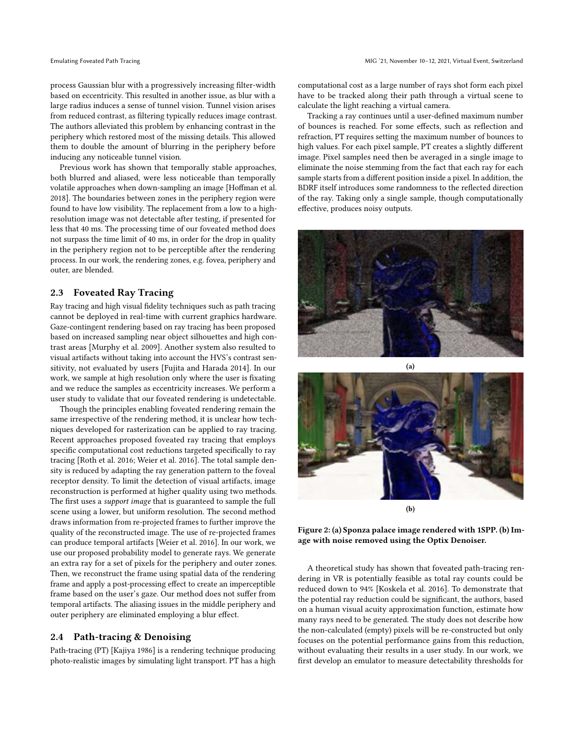process Gaussian blur with a progressively increasing filter-width based on eccentricity. This resulted in another issue, as blur with a large radius induces a sense of tunnel vision. Tunnel vision arises from reduced contrast, as filtering typically reduces image contrast. The authors alleviated this problem by enhancing contrast in the periphery which restored most of the missing details. This allowed them to double the amount of blurring in the periphery before inducing any noticeable tunnel vision.

Previous work has shown that temporally stable approaches, both blurred and aliased, were less noticeable than temporally volatile approaches when down-sampling an image [Hoffman et al. 2018]. The boundaries between zones in the periphery region were found to have low visibility. The replacement from a low to a high-resolution image was not detectable after testing, if presented for less that 40 ms. The processing time of our foveated method does not surpass the time limit of 40 ms, in order for the drop in quality in the periphery region not to be perceptible after the rendering process. In our work, the rendering zones, e.g. fovea, periphery and outer, are blended.

## 2.3 Foveated Ray Tracing

Ray tracing and high visual fidelity techniques such as path tracing cannot be deployed in real-time with current graphics hardware. Gaze-contingent rendering based on ray tracing has been proposed based on increased sampling near object silhouettes and high contrast areas [Murphy et al. 2009]. Another system also resulted to visual artifacts without taking into account the HVS's contrast sensitivity, not evaluated by users [Fujita and Harada 2014]. In our work, we sample at high resolution only where the user is fixating and we reduce the samples as eccentricity increases. We perform a user study to validate that our foveated rendering is undetectable.

Though the principles enabling foveated rendering remain the same irrespective of the rendering method, it is unclear how techniques developed for rasterization can be applied to ray tracing. Recent approaches proposed foveated ray tracing that employs specific computational cost reductions targeted specifically to ray tracing [Roth et al. 2016; Weier et al. 2016]. The total sample density is reduced by adapting the ray generation pattern to the foveal receptor density. To limit the detection of visual artifacts, image reconstruction is performed at higher quality using two methods. The first uses a *support image* that is guaranteed to sample the full scene using a lower, but uniform resolution. The second method draws information from re-projected frames to further improve the quality of the reconstructed image. The use of re-projected frames can produce temporal artifacts [Weier et al. 2016]. In our work, we use our proposed probability model to generate rays. We generate an extra ray for a set of pixels for the periphery and outer zones. Then, we reconstruct the frame using spatial data of the rendering frame and apply a post-processing effect to create an imperceptible frame based on the user's gaze. Our method does not suffer from temporal artifacts. The aliasing issues in the middle periphery and outer periphery are eliminated employing a blur effect.

## 2.4 Path-tracing & Denoising

Path-tracing (PT) [Kajiya 1986] is a rendering technique producing photo-realistic images by simulating light transport. PT has a high computational cost as a large number of rays shot form each pixel have to be tracked along their path through a virtual scene to calculate the light reaching a virtual camera.

Tracking a ray continues until a user-defined maximum number of bounces is reached. For some effects, such as reflection and refraction, PT requires setting the maximum number of bounces to high values. For each pixel sample, PT creates a slightly different image. Pixel samples need then be averaged in a single image to eliminate the noise stemming from the fact that each ray for each sample starts from a different position inside a pixel. In addition, the BDRF itself introduces some randomness to the reflected direction of the ray. Taking only a single sample, though computationally effective, produces noisy outputs.

(a)

(b)

**Figure 2: (a) Sponza palace image rendered with 1SPP. (b) Image with noise removed using the Optix Denoiser.**

A theoretical study has shown that foveated path-tracing rendering in VR is potentially feasible as total ray counts could be reduced down to 94% [Koskela et al. 2016]. To demonstrate that the potential ray reduction could be significant, the authors, based on a human visual acuity approximation function, estimate how many rays need to be generated. The study does not describe how the non-calculated (empty) pixels will be re-constructed but only focuses on the potential performance gains from this reduction, without evaluating their results in a user study. In our work, we first develop an emulator to measure detectability thresholds for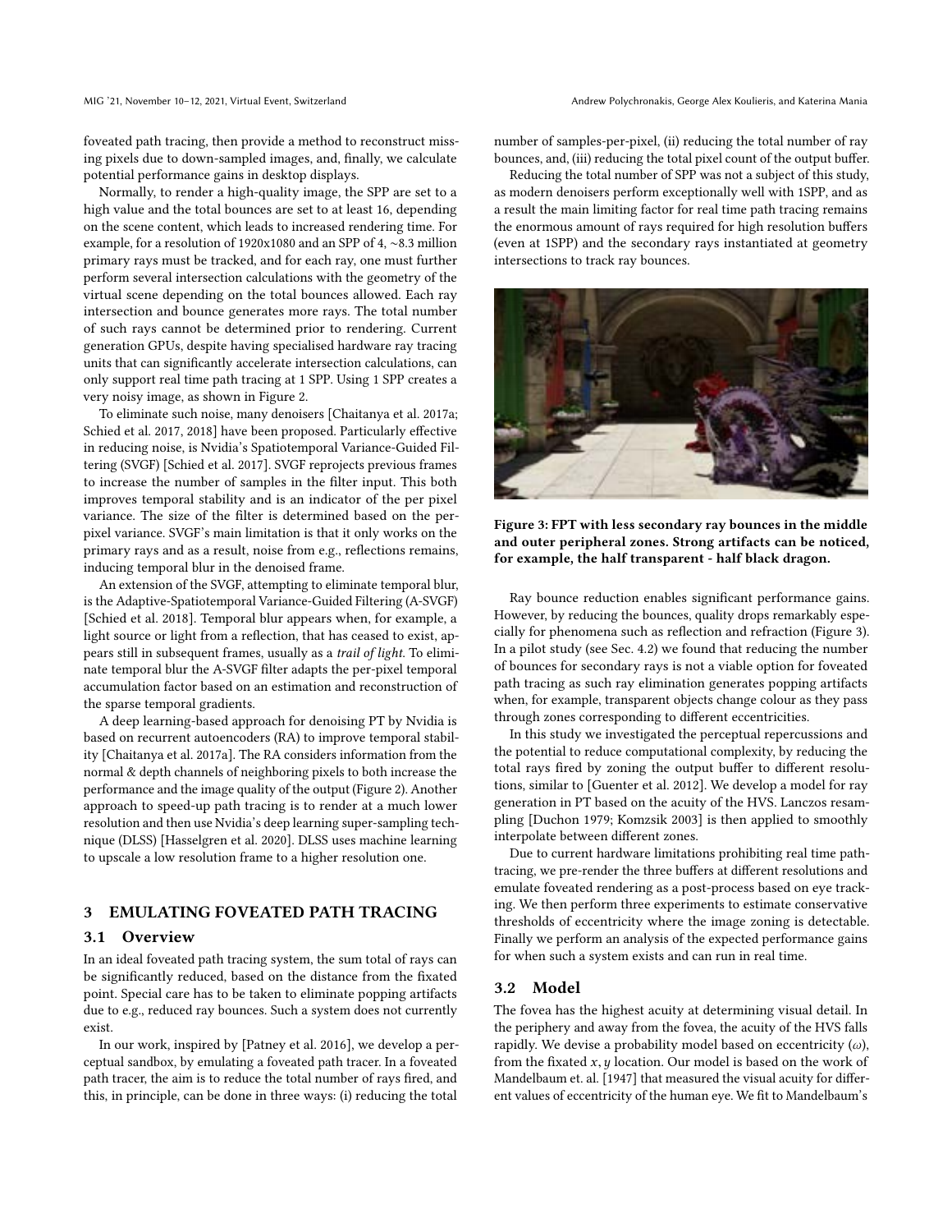foveated path tracing, then provide a method to reconstruct missing pixels due to down-sampled images, and, finally, we calculate potential performance gains in desktop displays.

Normally, to render a high-quality image, the SPP are set to a high value and the total bounces are set to at least 16, depending on the scene content, which leads to increased rendering time. For example, for a resolution of 1920x1080 and an SPP of 4, ~8.3 million primary rays must be tracked, and for each ray, one must further perform several intersection calculations with the geometry of the virtual scene depending on the total bounces allowed. Each ray intersection and bounce generates more rays. The total number of such rays cannot be determined prior to rendering. Current generation GPUs, despite having specialised hardware ray tracing units that can significantly accelerate intersection calculations, can only support real time path tracing at 1 SPP. Using 1 SPP creates a very noisy image, as shown in Figure 2.

To eliminate such noise, many denoisers [Chaitanya et al. 2017a; Schied et al. 2017, 2018] have been proposed. Particularly effective in reducing noise, is Nvidia's Spatiotemporal Variance-Guided Filtering (SVGF) [Schied et al. 2017]. SVGF reprojects previous frames to increase the number of samples in the filter input. This both improves temporal stability and is an indicator of the per pixel variance. The size of the filter is determined based on the per-pixel variance. SVGF's main limitation is that it only works on the primary rays and as a result, noise from e.g., reflections remains, inducing temporal blur in the denoised frame.

An extension of the SVGF, attempting to eliminate temporal blur, is the Adaptive-Spatiotemporal Variance-Guided Filtering (A-SVGF) [Schied et al. 2018]. Temporal blur appears when, for example, a light source or light from a reflection, that has ceased to exist, appears still in subsequent frames, usually as a *trail of light*. To eliminate temporal blur the A-SVGF filter adapts the per-pixel temporal accumulation factor based on an estimation and reconstruction of the sparse temporal gradients.

A deep learning-based approach for denoising PT by Nvidia is based on recurrent autoencoders (RA) to improve temporal stability [Chaitanya et al. 2017a]. The RA considers information from the normal & depth channels of neighboring pixels to both increase the performance and the image quality of the output (Figure 2). Another approach to speed-up path tracing is to render at a much lower resolution and then use Nvidia's deep learning super-sampling technique (DLSS) [Hasselgren et al. 2020]. DLSS uses machine learning to upscale a low resolution frame to a higher resolution one.

## 3 EMULATING FOVEATED PATH TRACING

### 3.1 Overview

In an ideal foveated path tracing system, the sum total of rays can be significantly reduced, based on the distance from the fixated point. Special care has to be taken to eliminate popping artifacts due to e.g., reduced ray bounces. Such a system does not currently exist.

In our work, inspired by [Patney et al. 2016], we develop a perceptual sandbox, by emulating a foveated path tracer. In a foveated path tracer, the aim is to reduce the total number of rays fired, and this, in principle, can be done in three ways: (i) reducing the total number of samples-per-pixel, (ii) reducing the total number of ray bounces, and, (iii) reducing the total pixel count of the output buffer.

Reducing the total number of SPP was not a subject of this study, as modern denoisers perform exceptionally well with 1SPP, and as a result the main limiting factor for real time path tracing remains the enormous amount of rays required for high resolution buffers (even at 1SPP) and the secondary rays instantiated at geometry intersections to track ray bounces.

**Figure 3: FPT with less secondary ray bounces in the middle and outer peripheral zones. Strong artifacts can be noticed, for example, the half transparent - half black dragon.**

Ray bounce reduction enables significant performance gains. However, by reducing the bounces, quality drops remarkably especially for phenomena such as reflection and refraction (Figure 3). In a pilot study (see Sec. 4.2) we found that reducing the number of bounces for secondary rays is not a viable option for foveated path tracing as such ray elimination generates popping artifacts when, for example, transparent objects change colour as they pass through zones corresponding to different eccentricities.

In this study we investigated the perceptual repercussions and the potential to reduce computational complexity, by reducing the total rays fired by zoning the output buffer to different resolutions, similar to [Guenter et al. 2012]. We develop a model for ray generation in PT based on the acuity of the HVS. Lanczos resampling [Duchon 1979; Komzsik 2003] is then applied to smoothly interpolate between different zones.

Due to current hardware limitations prohibiting real time path-tracing, we pre-render the three buffers at different resolutions and emulate foveated rendering as a post-process based on eye tracking. We then perform three experiments to estimate conservative thresholds of eccentricity where the image zoning is detectable. Finally we perform an analysis of the expected performance gains for when such a system exists and can run in real time.

### 3.2 Model

The fovea has the highest acuity at determining visual detail. In the periphery and away from the fovea, the acuity of the HVS falls rapidly. We devise a probability model based on eccentricity ($\omega$), from the fixated $x, y$ location. Our model is based on the work of Mandelbaum et. al. [1947] that measured the visual acuity for different values of eccentricity of the human eye. We fit to Mandelbaum's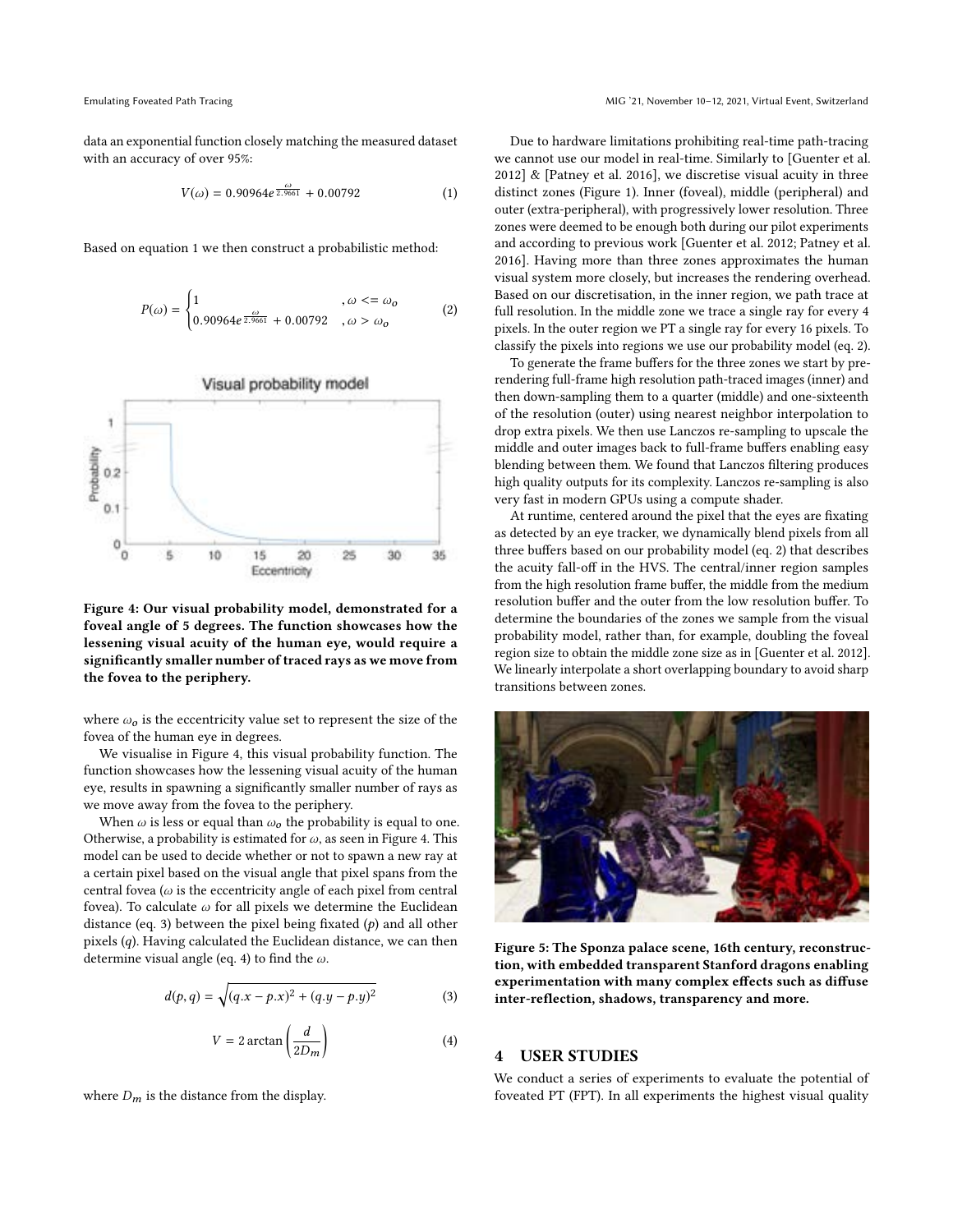data an exponential function closely matching the measured dataset with an accuracy of over 95%:

$$V(\omega) = 0.90964e^{\frac{\omega}{2.9661}} + 0.00792 \tag{1}$$

Based on equation 1 we then construct a probabilistic method:

$$P(\omega) = \begin{cases} 1 & , \omega <= \omega_o \\ 0.90964e^{\frac{\omega}{2.9661}} + 0.00792 & , \omega > \omega_o \end{cases} \tag{2}$$

Figure 4: Our visual probability model, demonstrated for a foveal angle of 5 degrees. The function showcases how the lessening visual acuity of the human eye, would require a significantly smaller number of traced rays as we move from the fovea to the periphery.

where $\omega_o$ is the eccentricity value set to represent the size of the fovea of the human eye in degrees.

We visualise in Figure 4, this visual probability function. The function showcases how the lessening visual acuity of the human eye, results in spawning a significantly smaller number of rays as we move away from the fovea to the periphery.

When $\omega$ is less or equal than $\omega_o$ the probability is equal to one. Otherwise, a probability is estimated for $\omega$, as seen in Figure 4. This model can be used to decide whether or not to spawn a new ray at a certain pixel based on the visual angle that pixel spans from the central fovea ($\omega$ is the eccentricity angle of each pixel from central fovea). To calculate $\omega$ for all pixels we determine the Euclidean distance (eq. 3) between the pixel being fixated ($p$) and all other pixels ($q$). Having calculated the Euclidean distance, we can then determine visual angle (eq. 4) to find the $\omega$.

$$d(p,q) = \sqrt{(q.x - p.x)^2 + (q.y - p.y)^2} \tag{3}$$

$$V = 2\arctan\left(\frac{d}{2D_m}\right) \tag{4}$$

where $D_m$ is the distance from the display.

Due to hardware limitations prohibiting real-time path-tracing we cannot use our model in real-time. Similarly to [Guenter et al. 2012] & [Patney et al. 2016], we discretise visual acuity in three distinct zones (Figure 1). Inner (foveal), middle (peripheral) and outer (extra-peripheral), with progressively lower resolution. Three zones were deemed to be enough both during our pilot experiments and according to previous work [Guenter et al. 2012; Patney et al. 2016]. Having more than three zones approximates the human visual system more closely, but increases the rendering overhead. Based on our discretisation, in the inner region, we path trace at full resolution. In the middle zone we trace a single ray for every 4 pixels. In the outer region we PT a single ray for every 16 pixels. To classify the pixels into regions we use our probability model (eq. 2).

To generate the frame buffers for the three zones we start by pre-rendering full-frame high resolution path-traced images (inner) and then down-sampling them to a quarter (middle) and one-sixteenth of the resolution (outer) using nearest neighbor interpolation to drop extra pixels. We then use Lanczos re-sampling to upscale the middle and outer images back to full-frame buffers enabling easy blending between them. We found that Lanczos filtering produces high quality outputs for its complexity. Lanczos re-sampling is also very fast in modern GPUs using a compute shader.

At runtime, centered around the pixel that the eyes are fixating as detected by an eye tracker, we dynamically blend pixels from all three buffers based on our probability model (eq. 2) that describes the acuity fall-off in the HVS. The central/inner region samples from the high resolution frame buffer, the middle from the medium resolution buffer and the outer from the low resolution buffer. To determine the boundaries of the zones we sample from the visual probability model, rather than, for example, doubling the foveal region size to obtain the middle zone size as in [Guenter et al. 2012]. We linearly interpolate a short overlapping boundary to avoid sharp transitions between zones.

Figure 5: The Sponza palace scene, 16th century, reconstruction, with embedded transparent Stanford dragons enabling experimentation with many complex effects such as diffuse inter-reflection, shadows, transparency and more.

## 4 USER STUDIES

We conduct a series of experiments to evaluate the potential of foveated PT (FPT). In all experiments the highest visual quality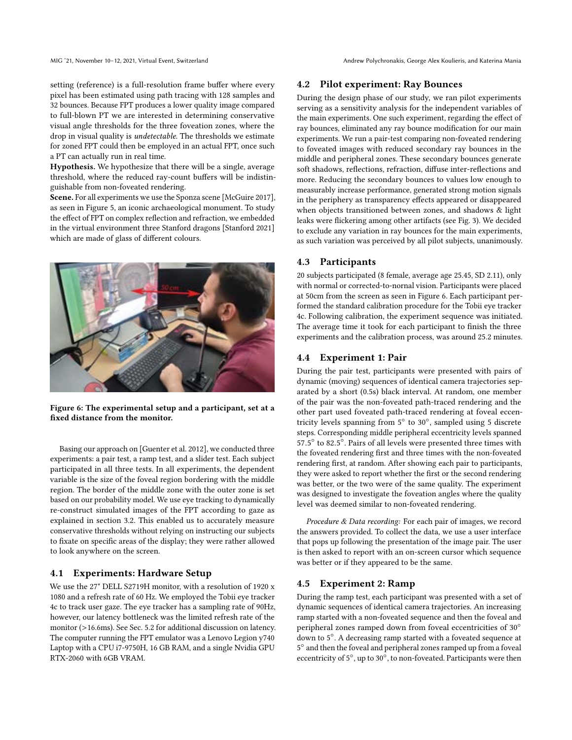setting (reference) is a full-resolution frame buffer where every pixel has been estimated using path tracing with 128 samples and 32 bounces. Because FPT produces a lower quality image compared to full-blown PT we are interested in determining conservative visual angle thresholds for the three foveation zones, where the drop in visual quality is *undetectable*. The thresholds we estimate for zoned FPT could then be employed in an actual FPT, once such a PT can actually run in real time.

**Hypothesis.** We hypothesize that there will be a single, average threshold, where the reduced ray-count buffers will be indistinguishable from non-foveated rendering.

**Scene.** For all experiments we use the Sponza scene [McGuire 2017], as seen in Figure 5, an iconic archaeological monument. To study the effect of FPT on complex reflection and refraction, we embedded in the virtual environment three Stanford dragons [Stanford 2021] which are made of glass of different colours.

**Figure 6: The experimental setup and a participant, set at a fixed distance from the monitor.**

Basing our approach on [Guenter et al. 2012], we conducted three experiments: a pair test, a ramp test, and a slider test. Each subject participated in all three tests. In all experiments, the dependent variable is the size of the foveal region bordering with the middle region. The border of the middle zone with the outer zone is set based on our probability model. We use eye tracking to dynamically re-construct simulated images of the FPT according to gaze as explained in section 3.2. This enabled us to accurately measure conservative thresholds without relying on instructing our subjects to fixate on specific areas of the display; they were rather allowed to look anywhere on the screen.

### 4.1 Experiments: Hardware Setup

We use the 27" DELL S2719H monitor, with a resolution of 1920 x 1080 and a refresh rate of 60 Hz. We employed the Tobii eye tracker 4c to track user gaze. The eye tracker has a sampling rate of 90Hz, however, our latency bottleneck was the limited refresh rate of the monitor (>16.6ms). See Sec. 5.2 for additional discussion on latency. The computer running the FPT emulator was a Lenovo Legion y740 Laptop with a CPU i7-9750H, 16 GB RAM, and a single Nvidia GPU RTX-2060 with 6GB VRAM.

### 4.2 Pilot experiment: Ray Bounces

During the design phase of our study, we ran pilot experiments serving as a sensitivity analysis for the independent variables of the main experiments. One such experiment, regarding the effect of ray bounces, eliminated any ray bounce modification for our main experiments. We run a pair-test comparing non-foveated rendering to foveated images with reduced secondary ray bounces in the middle and peripheral zones. These secondary bounces generate soft shadows, reflections, refraction, diffuse inter-reflections and more. Reducing the secondary bounces to values low enough to measurably increase performance, generated strong motion signals in the periphery as transparency effects appeared or disappeared when objects transitioned between zones, and shadows & light leaks were flickering among other artifacts (see Fig. 3). We decided to exclude any variation in ray bounces for the main experiments, as such variation was perceived by all pilot subjects, unanimously.

### 4.3 Participants

20 subjects participated (8 female, average age 25.45, SD 2.11), only with normal or corrected-to-nornal vision. Participants were placed at 50cm from the screen as seen in Figure 6. Each participant performed the standard calibration procedure for the Tobii eye tracker 4c. Following calibration, the experiment sequence was initiated. The average time it took for each participant to finish the three experiments and the calibration process, was around 25.2 minutes.

### 4.4 Experiment 1: Pair

During the pair test, participants were presented with pairs of dynamic (moving) sequences of identical camera trajectories separated by a short (0.5s) black interval. At random, one member of the pair was the non-foveated path-traced rendering and the other part used foveated path-traced rendering at foveal eccentricity levels spanning from 5° to 30°, sampled using 5 discrete steps. Corresponding middle peripheral eccentricity levels spanned 57.5° to 82.5°. Pairs of all levels were presented three times with the foveated rendering first and three times with the non-foveated rendering first, at random. After showing each pair to participants, they were asked to report whether the first or the second rendering was better, or the two were of the same quality. The experiment was designed to investigate the foveation angles where the quality level was deemed similar to non-foveated rendering.

*Procedure & Data recording:* For each pair of images, we record the answers provided. To collect the data, we use a user interface that pops up following the presentation of the image pair. The user is then asked to report with an on-screen cursor which sequence was better or if they appeared to be the same.

### 4.5 Experiment 2: Ramp

During the ramp test, each participant was presented with a set of dynamic sequences of identical camera trajectories. An increasing ramp started with a non-foveated sequence and then the foveal and peripheral zones ramped down from foveal eccentricities of 30° down to 5°. A decreasing ramp started with a foveated sequence at 5° and then the foveal and peripheral zones ramped up from a foveal eccentricity of 5°, up to 30°, to non-foveated. Participants were then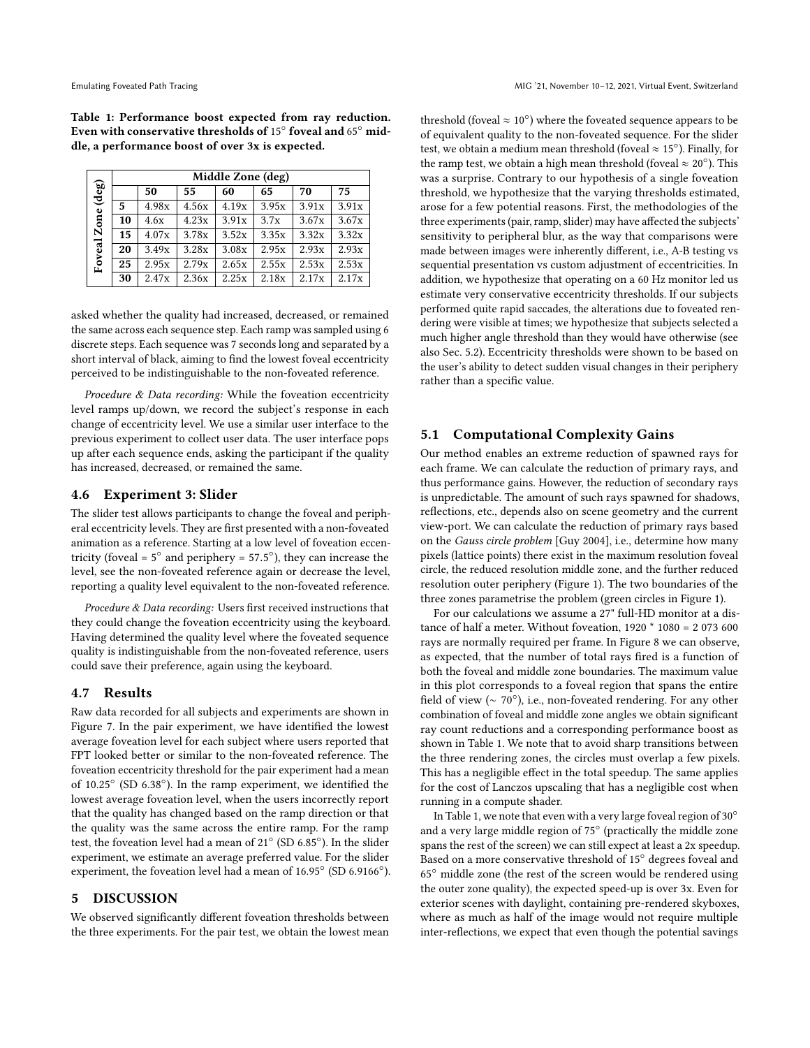**Table 1: Performance boost expected from ray reduction. Even with conservative thresholds of 15° foveal and 65° middle, a performance boost of over 3x is expected.**

| Foveal Zone (deg) | Middle Zone (deg) | | | | | |
|---|---|---|---|---|---|---|
| | **50** | **55** | **60** | **65** | **70** | **75** |
| **5** | 4.98x | 4.56x | 4.19x | 3.95x | 3.91x | 3.91x |
| **10** | 4.6x | 4.23x | 3.91x | 3.7x | 3.67x | 3.67x |
| **15** | 4.07x | 3.78x | 3.52x | 3.35x | 3.32x | 3.32x |
| **20** | 3.49x | 3.28x | 3.08x | 2.95x | 2.93x | 2.93x |
| **25** | 2.95x | 2.79x | 2.65x | 2.55x | 2.53x | 2.53x |
| **30** | 2.47x | 2.36x | 2.25x | 2.18x | 2.17x | 2.17x |

asked whether the quality had increased, decreased, or remained the same across each sequence step. Each ramp was sampled using 6 discrete steps. Each sequence was 7 seconds long and separated by a short interval of black, aiming to find the lowest foveal eccentricity perceived to be indistinguishable to the non-foveated reference.

*Procedure & Data recording:* While the foveation eccentricity level ramps up/down, we record the subject's response in each change of eccentricity level. We use a similar user interface to the previous experiment to collect user data. The user interface pops up after each sequence ends, asking the participant if the quality has increased, decreased, or remained the same.

### 4.6 Experiment 3: Slider

The slider test allows participants to change the foveal and peripheral eccentricity levels. They are first presented with a non-foveated animation as a reference. Starting at a low level of foveation eccentricity (foveal = 5° and periphery = 57.5°), they can increase the level, see the non-foveated reference again or decrease the level, reporting a quality level equivalent to the non-foveated reference.

*Procedure & Data recording:* Users first received instructions that they could change the foveation eccentricity using the keyboard. Having determined the quality level where the foveated sequence quality is indistinguishable from the non-foveated reference, users could save their preference, again using the keyboard.

### 4.7 Results

Raw data recorded for all subjects and experiments are shown in Figure 7. In the pair experiment, we have identified the lowest average foveation level for each subject where users reported that FPT looked better or similar to the non-foveated reference. The foveation eccentricity threshold for the pair experiment had a mean of 10.25° (SD 6.38°). In the ramp experiment, we identified the lowest average foveation level, when the users incorrectly report that the quality has changed based on the ramp direction or that the quality was the same across the entire ramp. For the ramp test, the foveation level had a mean of 21° (SD 6.85°). In the slider experiment, we estimate an average preferred value. For the slider experiment, the foveation level had a mean of 16.95° (SD 6.9166°).

## 5 DISCUSSION

We observed significantly different foveation thresholds between the three experiments. For the pair test, we obtain the lowest mean threshold (foveal ≈ 10°) where the foveated sequence appears to be of equivalent quality to the non-foveated sequence. For the slider test, we obtain a medium mean threshold (foveal ≈ 15°). Finally, for the ramp test, we obtain a high mean threshold (foveal ≈ 20°). This was a surprise. Contrary to our hypothesis of a single foveation threshold, we hypothesize that the varying thresholds estimated, arose for a few potential reasons. First, the methodologies of the three experiments (pair, ramp, slider) may have affected the subjects' sensitivity to peripheral blur, as the way that comparisons were made between images were inherently different, i.e., A-B testing vs sequential presentation vs custom adjustment of eccentricities. In addition, we hypothesize that operating on a 60 Hz monitor led us estimate very conservative eccentricity thresholds. If our subjects performed quite rapid saccades, the alterations due to foveated rendering were visible at times; we hypothesize that subjects selected a much higher angle threshold than they would have otherwise (see also Sec. 5.2). Eccentricity thresholds were shown to be based on the user's ability to detect sudden visual changes in their periphery rather than a specific value.

### 5.1 Computational Complexity Gains

Our method enables an extreme reduction of spawned rays for each frame. We can calculate the reduction of primary rays, and thus performance gains. However, the reduction of secondary rays is unpredictable. The amount of such rays spawned for shadows, reflections, etc., depends also on scene geometry and the current view-port. We can calculate the reduction of primary rays based on the *Gauss circle problem* [Guy 2004], i.e., determine how many pixels (lattice points) there exist in the maximum resolution foveal circle, the reduced resolution middle zone, and the further reduced resolution outer periphery (Figure 1). The two boundaries of the three zones parametrise the problem (green circles in Figure 1).

For our calculations we assume a 27" full-HD monitor at a distance of half a meter. Without foveation, 1920 * 1080 = 2 073 600 rays are normally required per frame. In Figure 8 we can observe, as expected, that the number of total rays fired is a function of both the foveal and middle zone boundaries. The maximum value in this plot corresponds to a foveal region that spans the entire field of view (∼ 70°), i.e., non-foveated rendering. For any other combination of foveal and middle zone angles we obtain significant ray count reductions and a corresponding performance boost as shown in Table 1. We note that to avoid sharp transitions between the three rendering zones, the circles must overlap a few pixels. This has a negligible effect in the total speedup. The same applies for the cost of Lanczos upscaling that has a negligible cost when running in a compute shader.

In Table 1, we note that even with a very large foveal region of 30° and a very large middle region of 75° (practically the middle zone spans the rest of the screen) we can still expect at least a 2x speedup. Based on a more conservative threshold of 15° degrees foveal and 65° middle zone (the rest of the screen would be rendered using the outer zone quality), the expected speed-up is over 3x. Even for exterior scenes with daylight, containing pre-rendered skyboxes, where as much as half of the image would not require multiple inter-reflections, we expect that even though the potential savings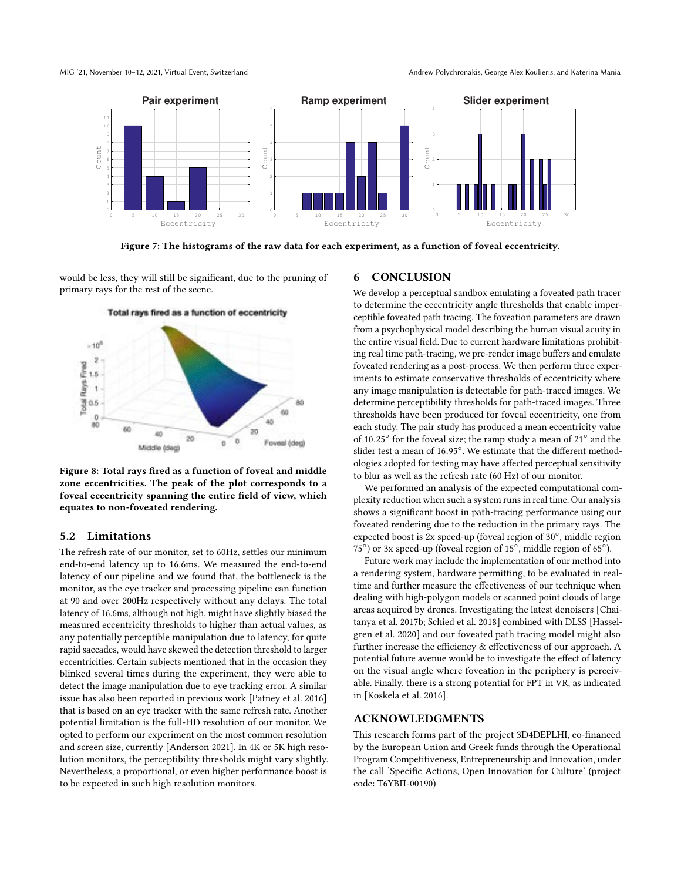Figure 7: The histograms of the raw data for each experiment, as a function of foveal eccentricity.

would be less, they will still be significant, due to the pruning of primary rays for the rest of the scene.

Figure 8: Total rays fired as a function of foveal and middle zone eccentricities. The peak of the plot corresponds to a foveal eccentricity spanning the entire field of view, which equates to non-foveated rendering.

### 5.2 Limitations

The refresh rate of our monitor, set to 60Hz, settles our minimum end-to-end latency up to 16.6ms. We measured the end-to-end latency of our pipeline and we found that, the bottleneck is the monitor, as the eye tracker and processing pipeline can function at 90 and over 200Hz respectively without any delays. The total latency of 16.6ms, although not high, might have slightly biased the measured eccentricity thresholds to higher than actual values, as any potentially perceptible manipulation due to latency, for quite rapid saccades, would have skewed the detection threshold to larger eccentricities. Certain subjects mentioned that in the occasion they blinked several times during the experiment, they were able to detect the image manipulation due to eye tracking error. A similar issue has also been reported in previous work [Patney et al. 2016] that is based on an eye tracker with the same refresh rate. Another potential limitation is the full-HD resolution of our monitor. We opted to perform our experiment on the most common resolution and screen size, currently [Anderson 2021]. In 4K or 5K high resolution monitors, the perceptibility thresholds might vary slightly. Nevertheless, a proportional, or even higher performance boost is to be expected in such high resolution monitors.

## 6 CONCLUSION

We develop a perceptual sandbox emulating a foveated path tracer to determine the eccentricity angle thresholds that enable imperceptible foveated path tracing. The foveation parameters are drawn from a psychophysical model describing the human visual acuity in the entire visual field. Due to current hardware limitations prohibiting real time path-tracing, we pre-render image buffers and emulate foveated rendering as a post-process. We then perform three experiments to estimate conservative thresholds of eccentricity where any image manipulation is detectable for path-traced images. We determine perceptibility thresholds for path-traced images. Three thresholds have been produced for foveal eccentricity, one from each study. The pair study has produced a mean eccentricity value of 10.25° for the foveal size; the ramp study a mean of 21° and the slider test a mean of 16.95°. We estimate that the different methodologies adopted for testing may have affected perceptual sensitivity to blur as well as the refresh rate (60 Hz) of our monitor.

We performed an analysis of the expected computational complexity reduction when such a system runs in real time. Our analysis shows a significant boost in path-tracing performance using our foveated rendering due to the reduction in the primary rays. The expected boost is 2x speed-up (foveal region of 30°, middle region 75°) or 3x speed-up (foveal region of 15°, middle region of 65°).

Future work may include the implementation of our method into a rendering system, hardware permitting, to be evaluated in real-time and further measure the effectiveness of our technique when dealing with high-polygon models or scanned point clouds of large areas acquired by drones. Investigating the latest denoisers [Chaitanya et al. 2017b; Schied et al. 2018] combined with DLSS [Hasselgren et al. 2020] and our foveated path tracing model might also further increase the efficiency & effectiveness of our approach. A potential future avenue would be to investigate the effect of latency on the visual angle where foveation in the periphery is perceivable. Finally, there is a strong potential for FPT in VR, as indicated in [Koskela et al. 2016].

## ACKNOWLEDGMENTS

This research forms part of the project 3D4DEPLHI, co-financed by the European Union and Greek funds through the Operational Program Competitiveness, Entrepreneurship and Innovation, under the call 'Specific Actions, Open Innovation for Culture' (project code: T6YBΠ-00190)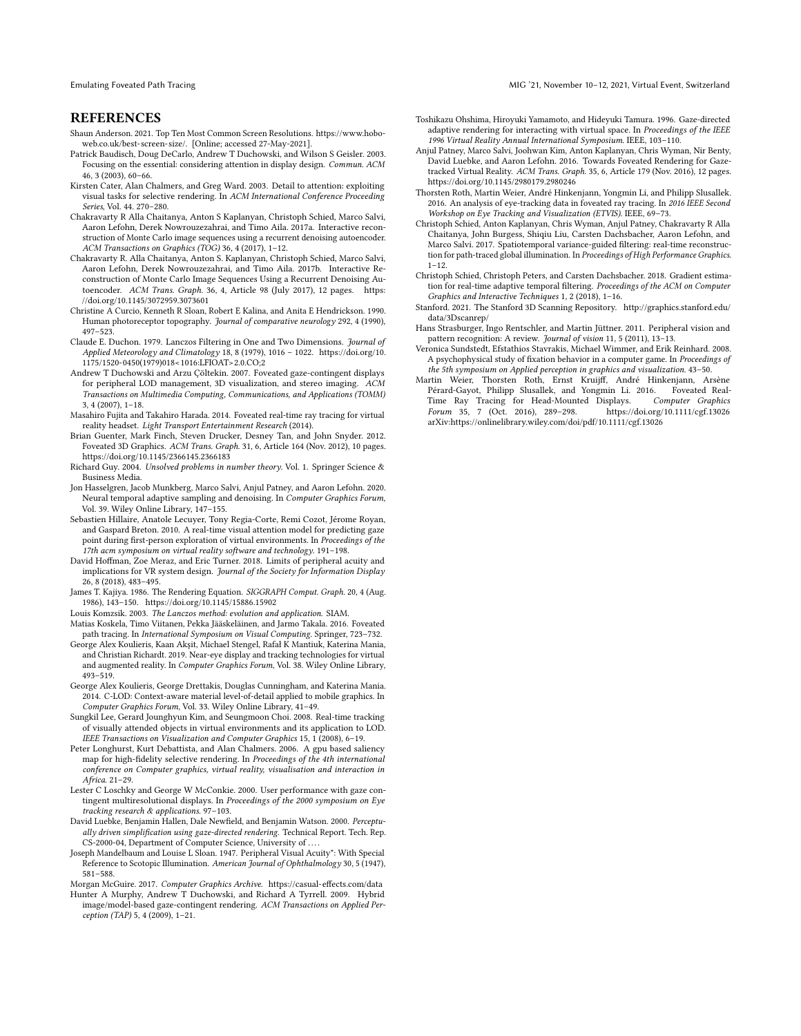## REFERENCES

Shaun Anderson. 2021. Top Ten Most Common Screen Resolutions. https://www.hobo-web.co.uk/best-screen-size/. [Online; accessed 27-May-2021].

Patrick Baudisch, Doug DeCarlo, Andrew T Duchowski, and Wilson S Geisler. 2003. Focusing on the essential: considering attention in display design. *Commun. ACM* 46, 3 (2003), 60–66.

Kirsten Cater, Alan Chalmers, and Greg Ward. 2003. Detail to attention: exploiting visual tasks for selective rendering. In *ACM International Conference Proceeding Series*, Vol. 44. 270–280.

Chakravarty R Alla Chaitanya, Anton S Kaplanyan, Christoph Schied, Marco Salvi, Aaron Lefohn, Derek Nowrouzezahrai, and Timo Aila. 2017a. Interactive reconstruction of Monte Carlo image sequences using a recurrent denoising autoencoder. *ACM Transactions on Graphics (TOG)* 36, 4 (2017), 1–12.

Chakravarty R. Alla Chaitanya, Anton S. Kaplanyan, Christoph Schied, Marco Salvi, Aaron Lefohn, Derek Nowrouzezahrai, and Timo Aila. 2017b. Interactive Reconstruction of Monte Carlo Image Sequences Using a Recurrent Denoising Autoencoder. *ACM Trans. Graph.* 36, 4, Article 98 (July 2017), 12 pages. https://doi.org/10.1145/3072959.3073601

Christine A Curcio, Kenneth R Sloan, Robert E Kalina, and Anita E Hendrickson. 1990. Human photoreceptor topography. *Journal of comparative neurology* 292, 4 (1990), 497–523.

Claude E. Duchon. 1979. Lanczos Filtering in One and Two Dimensions. *Journal of Applied Meteorology and Climatology* 18, 8 (1979), 1016 – 1022. https://doi.org/10.1175/1520-0450(1979)018<1016:LFIOAT>2.0.CO;2

Andrew T Duchowski and Arzu Çöltekin. 2007. Foveated gaze-contingent displays for peripheral LOD management, 3D visualization, and stereo imaging. *ACM Transactions on Multimedia Computing, Communications, and Applications (TOMM)* 3, 4 (2007), 1–18.

Masahiro Fujita and Takahiro Harada. 2014. Foveated real-time ray tracing for virtual reality headset. *Light Transport Entertainment Research* (2014).

Brian Guenter, Mark Finch, Steven Drucker, Desney Tan, and John Snyder. 2012. Foveated 3D Graphics. *ACM Trans. Graph.* 31, 6, Article 164 (Nov. 2012), 10 pages. https://doi.org/10.1145/2366145.2366183

Richard Guy. 2004. *Unsolved problems in number theory*. Vol. 1. Springer Science & Business Media.

Jon Hasselgren, Jacob Munkberg, Marco Salvi, Anjul Patney, and Aaron Lefohn. 2020. Neural temporal adaptive sampling and denoising. In *Computer Graphics Forum*, Vol. 39. Wiley Online Library, 147–155.

Sebastien Hillaire, Anatole Lecuyer, Tony Regia-Corte, Remi Cozot, Jérome Royan, and Gaspard Breton. 2010. A real-time visual attention model for predicting gaze point during first-person exploration of virtual environments. In *Proceedings of the 17th acm symposium on virtual reality software and technology*. 191–198.

David Hoffman, Zoe Meraz, and Eric Turner. 2018. Limits of peripheral acuity and implications for VR system design. *Journal of the Society for Information Display* 26, 8 (2018), 483–495.

James T. Kajiya. 1986. The Rendering Equation. *SIGGRAPH Comput. Graph.* 20, 4 (Aug. 1986), 143–150. https://doi.org/10.1145/15886.15902

Louis Komzsik. 2003. *The Lanczos method: evolution and application*. SIAM.

Matias Koskela, Timo Viitanen, Pekka Jääskeläinen, and Jarmo Takala. 2016. Foveated path tracing. In *International Symposium on Visual Computing*. Springer, 723–732.

George Alex Koulieris, Kaan Akşit, Michael Stengel, Rafał K Mantiuk, Katerina Mania, and Christian Richardt. 2019. Near-eye display and tracking technologies for virtual and augmented reality. In *Computer Graphics Forum*, Vol. 38. Wiley Online Library, 493–519.

George Alex Koulieris, George Drettakis, Douglas Cunningham, and Katerina Mania. 2014. C-LOD: Context-aware material level-of-detail applied to mobile graphics. In *Computer Graphics Forum*, Vol. 33. Wiley Online Library, 41–49.

Sungkil Lee, Gerard Jounghyun Kim, and Seungmoon Choi. 2008. Real-time tracking of visually attended objects in virtual environments and its application to LOD. *IEEE Transactions on Visualization and Computer Graphics* 15, 1 (2008), 6–19.

Peter Longhurst, Kurt Debattista, and Alan Chalmers. 2006. A gpu based saliency map for high-fidelity selective rendering. In *Proceedings of the 4th international conference on Computer graphics, virtual reality, visualisation and interaction in Africa*. 21–29.

Lester C Loschky and George W McConkie. 2000. User performance with gaze contingent multiresolutional displays. In *Proceedings of the 2000 symposium on Eye tracking research & applications*. 97–103.

David Luebke, Benjamin Hallen, Dale Newfield, and Benjamin Watson. 2000. *Perceptually driven simplification using gaze-directed rendering*. Technical Report. Tech. Rep. CS-2000-04, Department of Computer Science, University of ....

Joseph Mandelbaum and Louise L Sloan. 1947. Peripheral Visual Acuity*: With Special Reference to Scotopic Illumination. *American Journal of Ophthalmology* 30, 5 (1947), 581–588.

Morgan McGuire. 2017. *Computer Graphics Archive*. https://casual-effects.com/data

Hunter A Murphy, Andrew T Duchowski, and Richard A Tyrrell. 2009. Hybrid image/model-based gaze-contingent rendering. *ACM Transactions on Applied Perception (TAP)* 5, 4 (2009), 1–21.

Toshikazu Ohshima, Hiroyuki Yamamoto, and Hideyuki Tamura. 1996. Gaze-directed adaptive rendering for interacting with virtual space. In *Proceedings of the IEEE 1996 Virtual Reality Annual International Symposium*. IEEE, 103–110.

Anjul Patney, Marco Salvi, Joohwan Kim, Anton Kaplanyan, Chris Wyman, Nir Benty, David Luebke, and Aaron Lefohn. 2016. Towards Foveated Rendering for Gaze-tracked Virtual Reality. *ACM Trans. Graph.* 35, 6, Article 179 (Nov. 2016), 12 pages. https://doi.org/10.1145/2980179.2980246

Thorsten Roth, Martin Weier, André Hinkenjann, Yongmin Li, and Philipp Slusallek. 2016. An analysis of eye-tracking data in foveated ray tracing. In *2016 IEEE Second Workshop on Eye Tracking and Visualization (ETVIS)*. IEEE, 69–73.

Christoph Schied, Anton Kaplanyan, Chris Wyman, Anjul Patney, Chakravarty R Alla Chaitanya, John Burgess, Shiqiu Liu, Carsten Dachsbacher, Aaron Lefohn, and Marco Salvi. 2017. Spatiotemporal variance-guided filtering: real-time reconstruction for path-traced global illumination. In *Proceedings of High Performance Graphics*. 1–12.

Christoph Schied, Christoph Peters, and Carsten Dachsbacher. 2018. Gradient estimation for real-time adaptive temporal filtering. *Proceedings of the ACM on Computer Graphics and Interactive Techniques* 1, 2 (2018), 1–16.

Stanford. 2021. The Stanford 3D Scanning Repository. http://graphics.stanford.edu/data/3Dscanrep/

Hans Strasburger, Ingo Rentschler, and Martin Jüttner. 2011. Peripheral vision and pattern recognition: A review. *Journal of vision* 11, 5 (2011), 13–13.

Veronica Sundstedt, Efstathios Stavrakis, Michael Wimmer, and Erik Reinhard. 2008. A psychophysical study of fixation behavior in a computer game. In *Proceedings of the 5th symposium on Applied perception in graphics and visualization*. 43–50.

Martin Weier, Thorsten Roth, Ernst Kruijff, André Hinkenjann, Arsène Pérard-Gayot, Philipp Slusallek, and Yongmin Li. 2016. Foveated Real-Time Ray Tracing for Head-Mounted Displays. *Computer Graphics Forum* 35, 7 (Oct. 2016), 289–298. https://doi.org/10.1111/cgf.13026 arXiv:https://onlinelibrary.wiley.com/doi/pdf/10.1111/cgf.13026